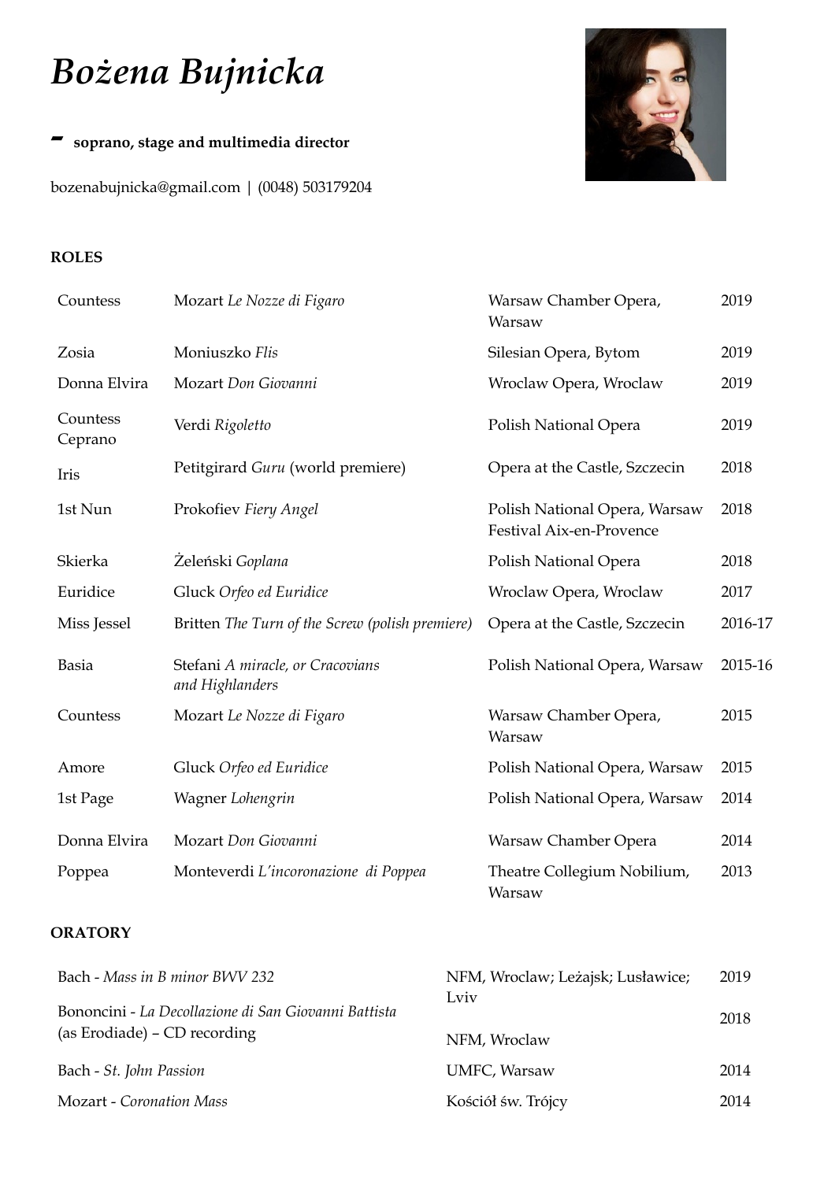# *Bożena Bujnicka*

**- soprano, stage and multimedia director**

bozenabujnicka@gmail.com | (0048) 503179204

**ROLES**

| | | | |
|---|---|---|---|
| Countess | Mozart *Le Nozze di Figaro* | Warsaw Chamber Opera, Warsaw | 2019 |
| Zosia | Moniuszko *Flis* | Silesian Opera, Bytom | 2019 |
| Donna Elvira | Mozart *Don Giovanni* | Wroclaw Opera, Wroclaw | 2019 |
| Countess Ceprano | Verdi *Rigoletto* | Polish National Opera | 2019 |
| Iris | Petitgirard *Guru* (world premiere) | Opera at the Castle, Szczecin | 2018 |
| 1st Nun | Prokofiev *Fiery Angel* | Polish National Opera, Warsaw Festival Aix-en-Provence | 2018 |
| Skierka | Żeleński *Goplana* | Polish National Opera | 2018 |
| Euridice | Gluck *Orfeo ed Euridice* | Wroclaw Opera, Wroclaw | 2017 |
| Miss Jessel | Britten *The Turn of the Screw (polish premiere)* | Opera at the Castle, Szczecin | 2016-17 |
| Basia | Stefani *A miracle, or Cracovians and Highlanders* | Polish National Opera, Warsaw | 2015-16 |
| Countess | Mozart *Le Nozze di Figaro* | Warsaw Chamber Opera, Warsaw | 2015 |
| Amore | Gluck *Orfeo ed Euridice* | Polish National Opera, Warsaw | 2015 |
| 1st Page | Wagner *Lohengrin* | Polish National Opera, Warsaw | 2014 |
| Donna Elvira | Mozart *Don Giovanni* | Warsaw Chamber Opera | 2014 |
| Poppea | Monteverdi *L'incoronazione di Poppea* | Theatre Collegium Nobilium, Warsaw | 2013 |

**ORATORY**

| | | |
|---|---|---|
| Bach - *Mass in B minor BWV 232* | NFM, Wroclaw; Leżajsk; Lusławice; Lviv | 2019 |
| Bononcini - *La Decollazione di San Giovanni Battista* (as Erodiade) – CD recording | NFM, Wroclaw | 2018 |
| Bach - *St. John Passion* | UMFC, Warsaw | 2014 |
| Mozart - *Coronation Mass* | Kościół św. Trójcy | 2014 |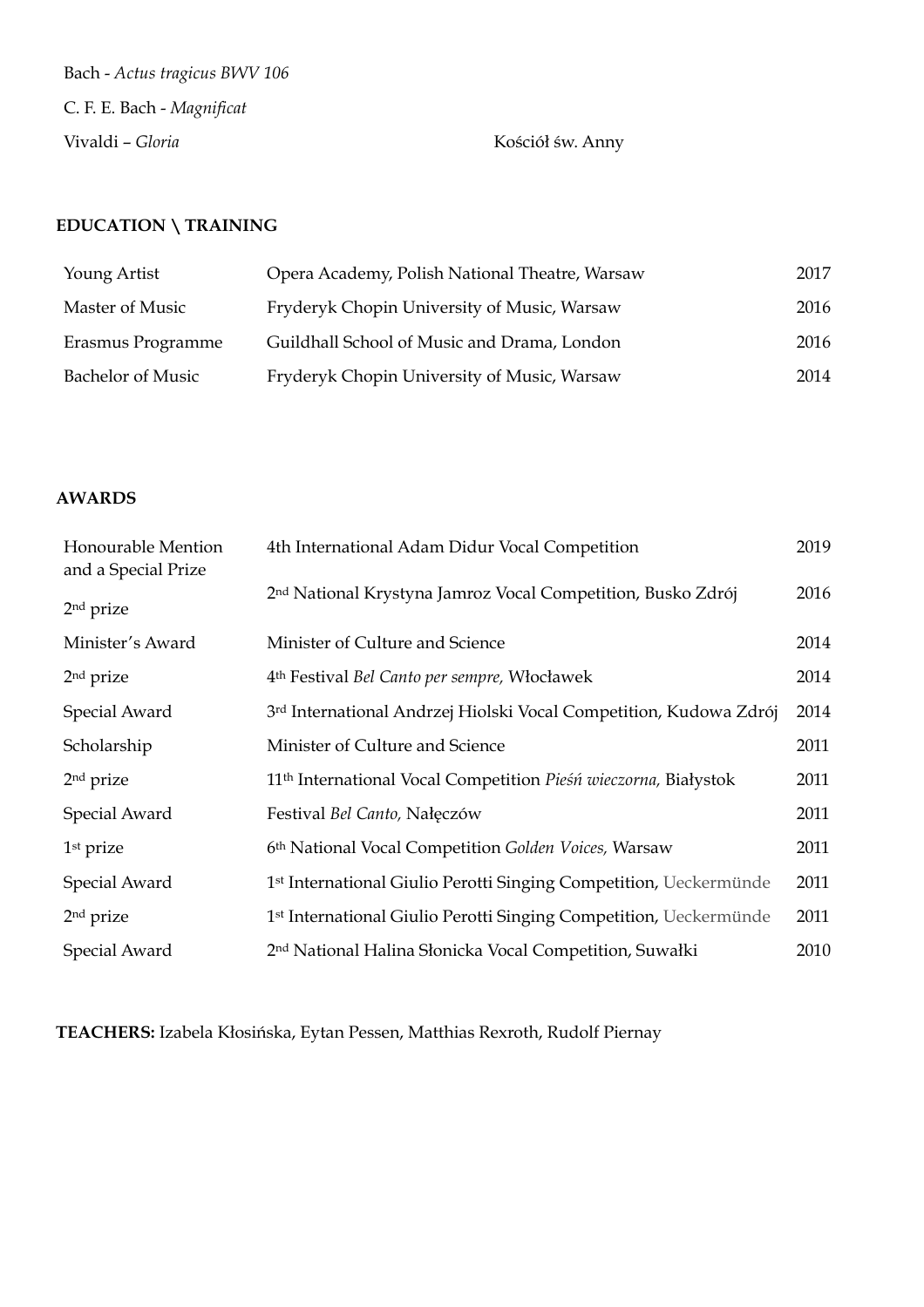Bach - *Actus tragicus BWV 106*

C. F. E. Bach - *Magnificat*

Vivaldi – *Gloria* Kościół św. Anny

**EDUCATION \ TRAINING**

| | | |
|---|---|---|
| Young Artist | Opera Academy, Polish National Theatre, Warsaw | 2017 |
| Master of Music | Fryderyk Chopin University of Music, Warsaw | 2016 |
| Erasmus Programme | Guildhall School of Music and Drama, London | 2016 |
| Bachelor of Music | Fryderyk Chopin University of Music, Warsaw | 2014 |

**AWARDS**

| | | |
|---|---|---|
| Honourable Mention and a Special Prize | 4th International Adam Didur Vocal Competition | 2019 |
| 2nd prize | 2nd National Krystyna Jamroz Vocal Competition, Busko Zdrój | 2016 |
| Minister's Award | Minister of Culture and Science | 2014 |
| 2nd prize | 4th Festival *Bel Canto per sempre,* Włocławek | 2014 |
| Special Award | 3rd International Andrzej Hiolski Vocal Competition, Kudowa Zdrój | 2014 |
| Scholarship | Minister of Culture and Science | 2011 |
| 2nd prize | 11th International Vocal Competition *Pieśń wieczorna,* Białystok | 2011 |
| Special Award | Festival *Bel Canto,* Nałęczów | 2011 |
| 1st prize | 6th National Vocal Competition *Golden Voices,* Warsaw | 2011 |
| Special Award | 1st International Giulio Perotti Singing Competition, Ueckermünde | 2011 |
| 2nd prize | 1st International Giulio Perotti Singing Competition, Ueckermünde | 2011 |
| Special Award | 2nd National Halina Słonicka Vocal Competition, Suwałki | 2010 |

**TEACHERS:** Izabela Kłosińska, Eytan Pessen, Matthias Rexroth, Rudolf Piernay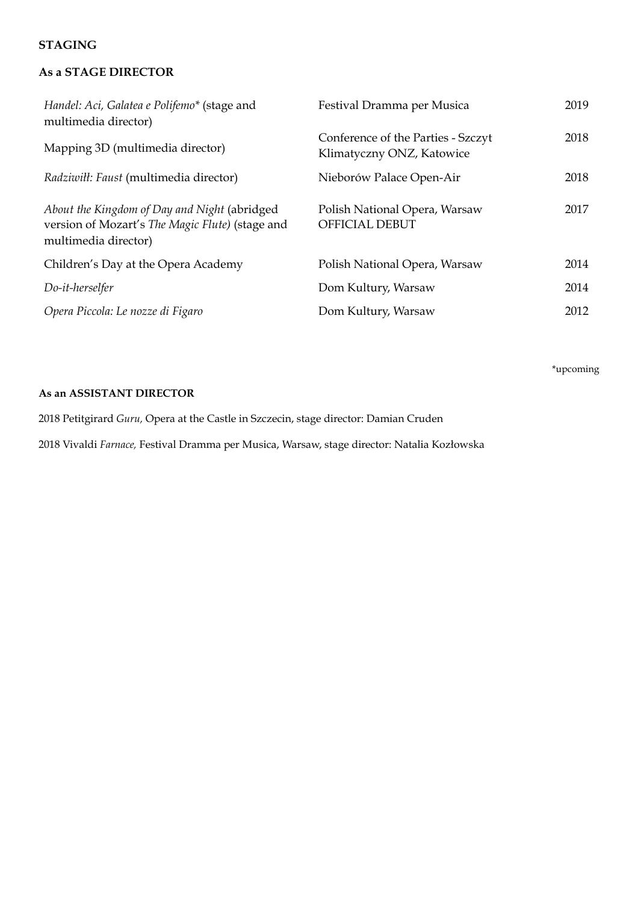**STAGING**

**As a STAGE DIRECTOR**

| | | |
|---|---|---|
| *Handel: Aci, Galatea e Polifemo** (stage and multimedia director) | Festival Dramma per Musica | 2019 |
| Mapping 3D (multimedia director) | Conference of the Parties - Szczyt Klimatyczny ONZ, Katowice | 2018 |
| *Radziwiłł: Faust* (multimedia director) | Nieborów Palace Open-Air | 2018 |
| *About the Kingdom of Day and Night* (abridged version of Mozart's *The Magic Flute)* (stage and multimedia director) | Polish National Opera, Warsaw OFFICIAL DEBUT | 2017 |
| Children's Day at the Opera Academy | Polish National Opera, Warsaw | 2014 |
| *Do-it-herselfer* | Dom Kultury, Warsaw | 2014 |
| *Opera Piccola: Le nozze di Figaro* | Dom Kultury, Warsaw | 2012 |

*upcoming

**As an ASSISTANT DIRECTOR**

2018 Petitgirard *Guru,* Opera at the Castle in Szczecin, stage director: Damian Cruden

2018 Vivaldi *Farnace,* Festival Dramma per Musica, Warsaw, stage director: Natalia Kozłowska